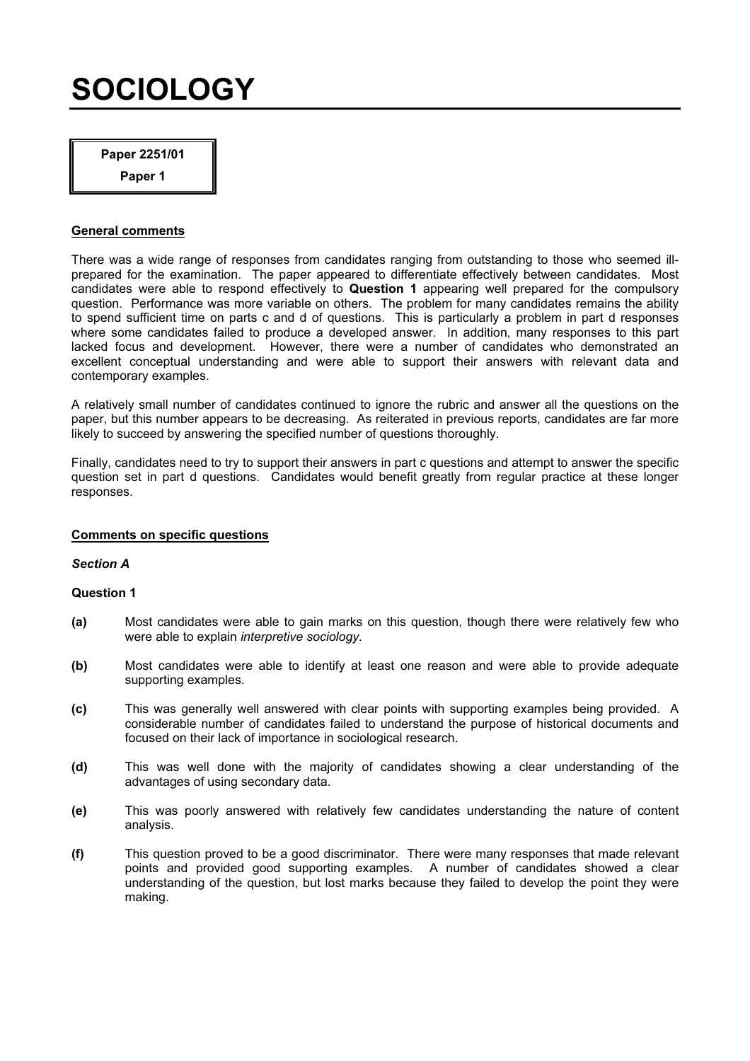# SOCIOLOGY

**Paper 2251/01**

**Paper 1**

## General comments

There was a wide range of responses from candidates ranging from outstanding to those who seemed ill-prepared for the examination. The paper appeared to differentiate effectively between candidates. Most candidates were able to respond effectively to **Question 1** appearing well prepared for the compulsory question. Performance was more variable on others. The problem for many candidates remains the ability to spend sufficient time on parts c and d of questions. This is particularly a problem in part d responses where some candidates failed to produce a developed answer. In addition, many responses to this part lacked focus and development. However, there were a number of candidates who demonstrated an excellent conceptual understanding and were able to support their answers with relevant data and contemporary examples.

A relatively small number of candidates continued to ignore the rubric and answer all the questions on the paper, but this number appears to be decreasing. As reiterated in previous reports, candidates are far more likely to succeed by answering the specified number of questions thoroughly.

Finally, candidates need to try to support their answers in part c questions and attempt to answer the specific question set in part d questions. Candidates would benefit greatly from regular practice at these longer responses.

## Comments on specific questions

### *Section A*

**Question 1**

**(a)** Most candidates were able to gain marks on this question, though there were relatively few who were able to explain *interpretive sociology.*

**(b)** Most candidates were able to identify at least one reason and were able to provide adequate supporting examples.

**(c)** This was generally well answered with clear points with supporting examples being provided. A considerable number of candidates failed to understand the purpose of historical documents and focused on their lack of importance in sociological research.

**(d)** This was well done with the majority of candidates showing a clear understanding of the advantages of using secondary data.

**(e)** This was poorly answered with relatively few candidates understanding the nature of content analysis.

**(f)** This question proved to be a good discriminator. There were many responses that made relevant points and provided good supporting examples. A number of candidates showed a clear understanding of the question, but lost marks because they failed to develop the point they were making.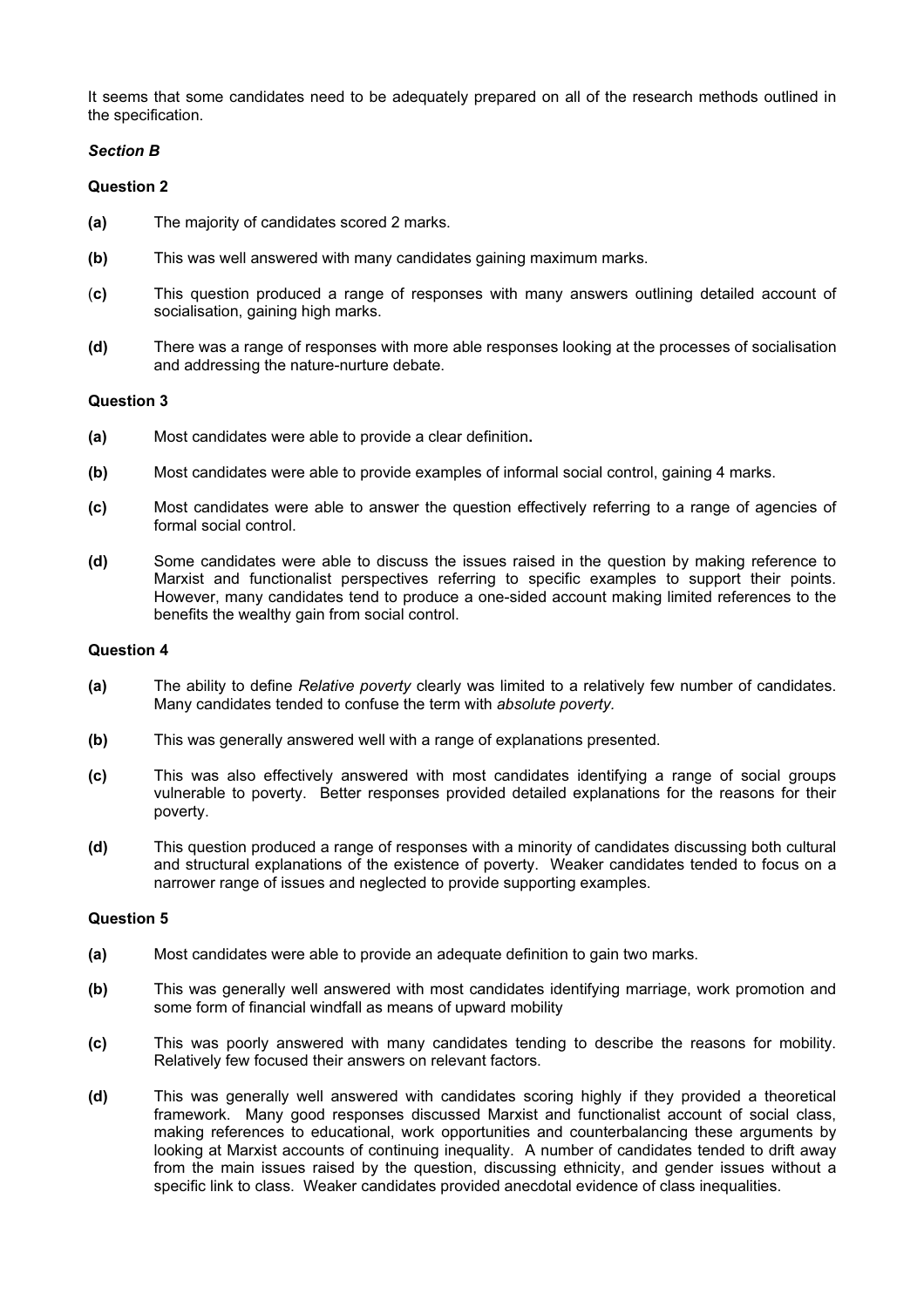It seems that some candidates need to be adequately prepared on all of the research methods outlined in the specification.

### *Section B*

#### Question 2

**(a)** The majority of candidates scored 2 marks.

**(b)** This was well answered with many candidates gaining maximum marks.

**(c)** This question produced a range of responses with many answers outlining detailed account of socialisation, gaining high marks.

**(d)** There was a range of responses with more able responses looking at the processes of socialisation and addressing the nature-nurture debate.

#### Question 3

**(a)** Most candidates were able to provide a clear definition**.**

**(b)** Most candidates were able to provide examples of informal social control, gaining 4 marks.

**(c)** Most candidates were able to answer the question effectively referring to a range of agencies of formal social control.

**(d)** Some candidates were able to discuss the issues raised in the question by making reference to Marxist and functionalist perspectives referring to specific examples to support their points. However, many candidates tend to produce a one-sided account making limited references to the benefits the wealthy gain from social control.

#### Question 4

**(a)** The ability to define *Relative poverty* clearly was limited to a relatively few number of candidates. Many candidates tended to confuse the term with *absolute poverty.*

**(b)** This was generally answered well with a range of explanations presented.

**(c)** This was also effectively answered with most candidates identifying a range of social groups vulnerable to poverty. Better responses provided detailed explanations for the reasons for their poverty.

**(d)** This question produced a range of responses with a minority of candidates discussing both cultural and structural explanations of the existence of poverty. Weaker candidates tended to focus on a narrower range of issues and neglected to provide supporting examples.

#### Question 5

**(a)** Most candidates were able to provide an adequate definition to gain two marks.

**(b)** This was generally well answered with most candidates identifying marriage, work promotion and some form of financial windfall as means of upward mobility

**(c)** This was poorly answered with many candidates tending to describe the reasons for mobility. Relatively few focused their answers on relevant factors.

**(d)** This was generally well answered with candidates scoring highly if they provided a theoretical framework. Many good responses discussed Marxist and functionalist account of social class, making references to educational, work opportunities and counterbalancing these arguments by looking at Marxist accounts of continuing inequality. A number of candidates tended to drift away from the main issues raised by the question, discussing ethnicity, and gender issues without a specific link to class. Weaker candidates provided anecdotal evidence of class inequalities.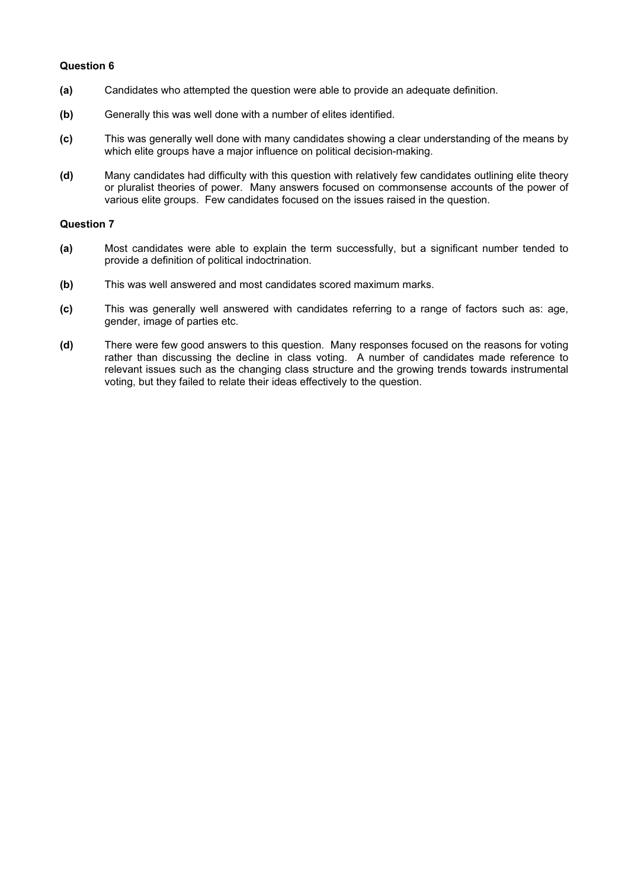**Question 6**

**(a)** Candidates who attempted the question were able to provide an adequate definition.

**(b)** Generally this was well done with a number of elites identified.

**(c)** This was generally well done with many candidates showing a clear understanding of the means by which elite groups have a major influence on political decision-making.

**(d)** Many candidates had difficulty with this question with relatively few candidates outlining elite theory or pluralist theories of power. Many answers focused on commonsense accounts of the power of various elite groups. Few candidates focused on the issues raised in the question.

**Question 7**

**(a)** Most candidates were able to explain the term successfully, but a significant number tended to provide a definition of political indoctrination.

**(b)** This was well answered and most candidates scored maximum marks.

**(c)** This was generally well answered with candidates referring to a range of factors such as: age, gender, image of parties etc.

**(d)** There were few good answers to this question. Many responses focused on the reasons for voting rather than discussing the decline in class voting. A number of candidates made reference to relevant issues such as the changing class structure and the growing trends towards instrumental voting, but they failed to relate their ideas effectively to the question.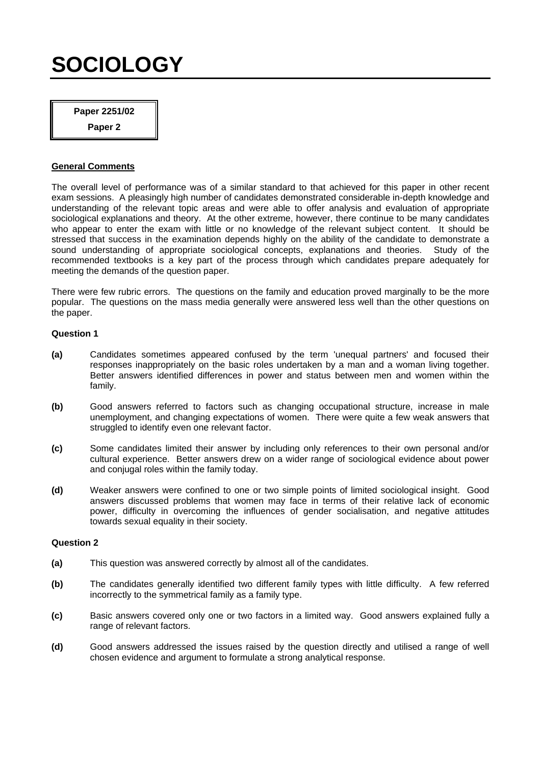# SOCIOLOGY

**Paper 2251/02**

**Paper 2**

## General Comments

The overall level of performance was of a similar standard to that achieved for this paper in other recent exam sessions. A pleasingly high number of candidates demonstrated considerable in-depth knowledge and understanding of the relevant topic areas and were able to offer analysis and evaluation of appropriate sociological explanations and theory. At the other extreme, however, there continue to be many candidates who appear to enter the exam with little or no knowledge of the relevant subject content. It should be stressed that success in the examination depends highly on the ability of the candidate to demonstrate a sound understanding of appropriate sociological concepts, explanations and theories. Study of the recommended textbooks is a key part of the process through which candidates prepare adequately for meeting the demands of the question paper.

There were few rubric errors. The questions on the family and education proved marginally to be the more popular. The questions on the mass media generally were answered less well than the other questions on the paper.

### Question 1

**(a)** Candidates sometimes appeared confused by the term 'unequal partners' and focused their responses inappropriately on the basic roles undertaken by a man and a woman living together. Better answers identified differences in power and status between men and women within the family.

**(b)** Good answers referred to factors such as changing occupational structure, increase in male unemployment, and changing expectations of women. There were quite a few weak answers that struggled to identify even one relevant factor.

**(c)** Some candidates limited their answer by including only references to their own personal and/or cultural experience. Better answers drew on a wider range of sociological evidence about power and conjugal roles within the family today.

**(d)** Weaker answers were confined to one or two simple points of limited sociological insight. Good answers discussed problems that women may face in terms of their relative lack of economic power, difficulty in overcoming the influences of gender socialisation, and negative attitudes towards sexual equality in their society.

### Question 2

**(a)** This question was answered correctly by almost all of the candidates.

**(b)** The candidates generally identified two different family types with little difficulty. A few referred incorrectly to the symmetrical family as a family type.

**(c)** Basic answers covered only one or two factors in a limited way. Good answers explained fully a range of relevant factors.

**(d)** Good answers addressed the issues raised by the question directly and utilised a range of well chosen evidence and argument to formulate a strong analytical response.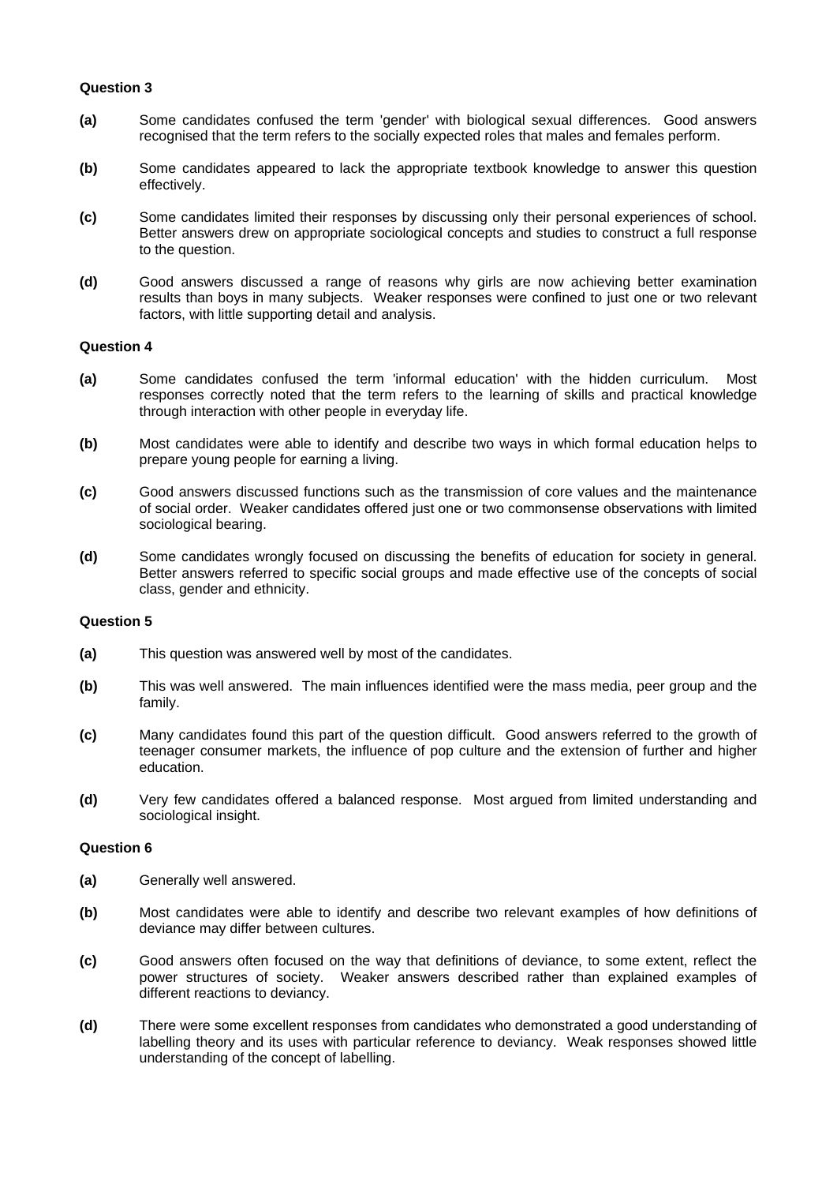**Question 3**

**(a)** Some candidates confused the term 'gender' with biological sexual differences. Good answers recognised that the term refers to the socially expected roles that males and females perform.

**(b)** Some candidates appeared to lack the appropriate textbook knowledge to answer this question effectively.

**(c)** Some candidates limited their responses by discussing only their personal experiences of school. Better answers drew on appropriate sociological concepts and studies to construct a full response to the question.

**(d)** Good answers discussed a range of reasons why girls are now achieving better examination results than boys in many subjects. Weaker responses were confined to just one or two relevant factors, with little supporting detail and analysis.

**Question 4**

**(a)** Some candidates confused the term 'informal education' with the hidden curriculum. Most responses correctly noted that the term refers to the learning of skills and practical knowledge through interaction with other people in everyday life.

**(b)** Most candidates were able to identify and describe two ways in which formal education helps to prepare young people for earning a living.

**(c)** Good answers discussed functions such as the transmission of core values and the maintenance of social order. Weaker candidates offered just one or two commonsense observations with limited sociological bearing.

**(d)** Some candidates wrongly focused on discussing the benefits of education for society in general. Better answers referred to specific social groups and made effective use of the concepts of social class, gender and ethnicity.

**Question 5**

**(a)** This question was answered well by most of the candidates.

**(b)** This was well answered. The main influences identified were the mass media, peer group and the family.

**(c)** Many candidates found this part of the question difficult. Good answers referred to the growth of teenager consumer markets, the influence of pop culture and the extension of further and higher education.

**(d)** Very few candidates offered a balanced response. Most argued from limited understanding and sociological insight.

**Question 6**

**(a)** Generally well answered.

**(b)** Most candidates were able to identify and describe two relevant examples of how definitions of deviance may differ between cultures.

**(c)** Good answers often focused on the way that definitions of deviance, to some extent, reflect the power structures of society. Weaker answers described rather than explained examples of different reactions to deviancy.

**(d)** There were some excellent responses from candidates who demonstrated a good understanding of labelling theory and its uses with particular reference to deviancy. Weak responses showed little understanding of the concept of labelling.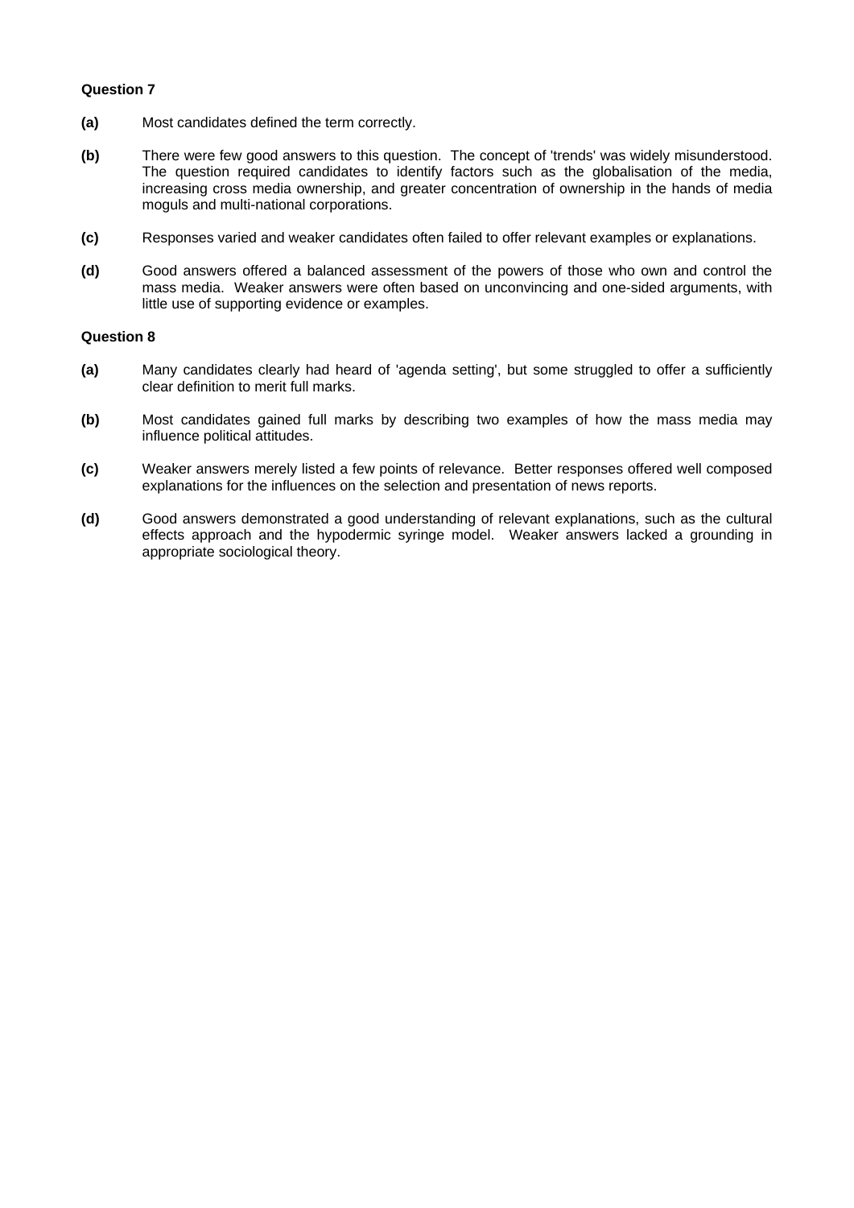**Question 7**

**(a)** Most candidates defined the term correctly.

**(b)** There were few good answers to this question. The concept of 'trends' was widely misunderstood. The question required candidates to identify factors such as the globalisation of the media, increasing cross media ownership, and greater concentration of ownership in the hands of media moguls and multi-national corporations.

**(c)** Responses varied and weaker candidates often failed to offer relevant examples or explanations.

**(d)** Good answers offered a balanced assessment of the powers of those who own and control the mass media. Weaker answers were often based on unconvincing and one-sided arguments, with little use of supporting evidence or examples.

**Question 8**

**(a)** Many candidates clearly had heard of 'agenda setting', but some struggled to offer a sufficiently clear definition to merit full marks.

**(b)** Most candidates gained full marks by describing two examples of how the mass media may influence political attitudes.

**(c)** Weaker answers merely listed a few points of relevance. Better responses offered well composed explanations for the influences on the selection and presentation of news reports.

**(d)** Good answers demonstrated a good understanding of relevant explanations, such as the cultural effects approach and the hypodermic syringe model. Weaker answers lacked a grounding in appropriate sociological theory.